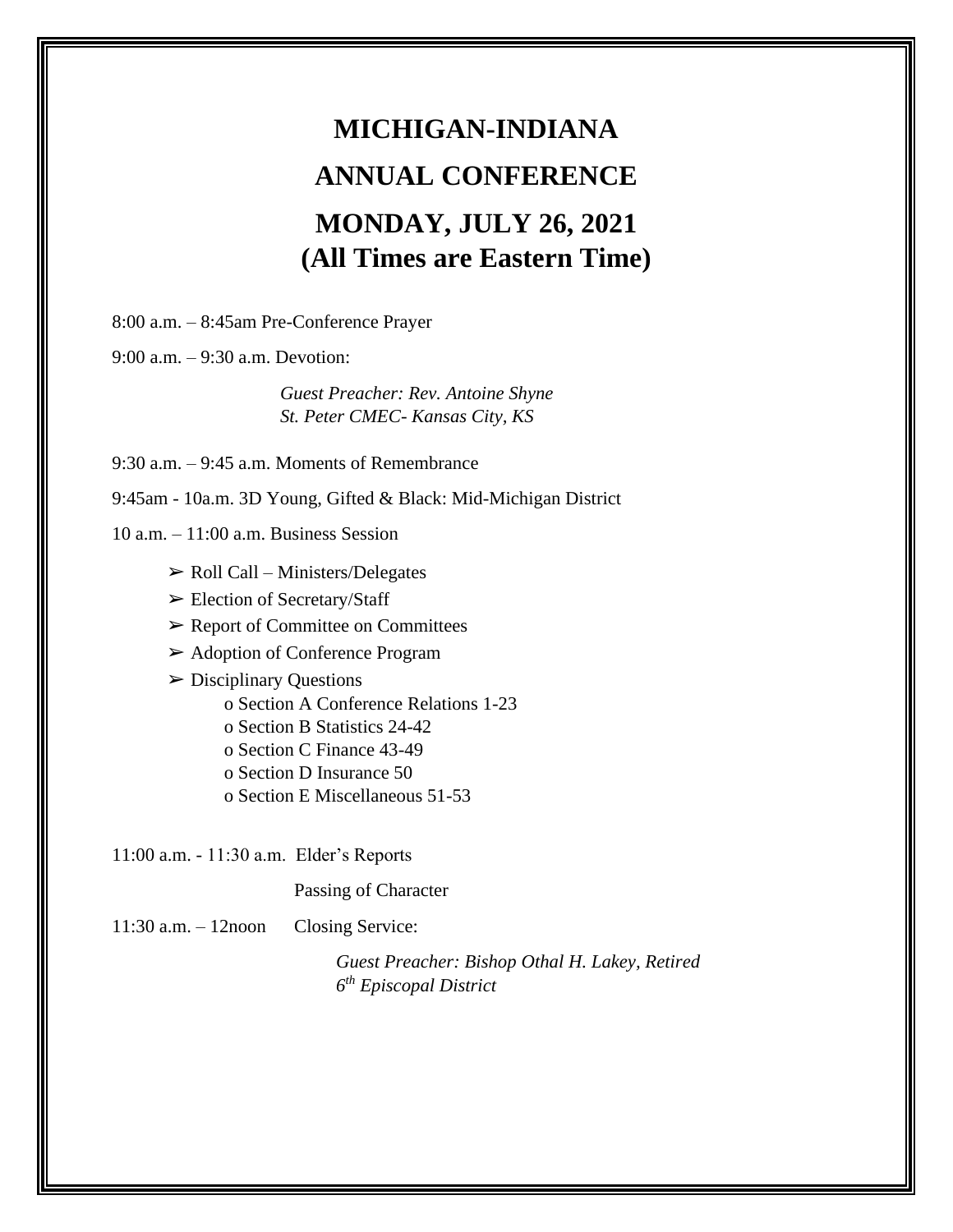# MICHIGAN-INDIANA

# ANNUAL CONFERENCE

# MONDAY, JULY 26, 2021
# (All Times are Eastern Time)

8:00 a.m. – 8:45am Pre-Conference Prayer

9:00 a.m. – 9:30 a.m. Devotion:

*Guest Preacher: Rev. Antoine Shyne*
*St. Peter CMEC- Kansas City, KS*

9:30 a.m. – 9:45 a.m. Moments of Remembrance

9:45am - 10a.m. 3D Young, Gifted & Black: Mid-Michigan District

10 a.m. – 11:00 a.m. Business Session

- ➢ Roll Call – Ministers/Delegates
- ➢ Election of Secretary/Staff
- ➢ Report of Committee on Committees
- ➢ Adoption of Conference Program
- ➢ Disciplinary Questions
  - o Section A Conference Relations 1-23
  - o Section B Statistics 24-42
  - o Section C Finance 43-49
  - o Section D Insurance 50
  - o Section E Miscellaneous 51-53

11:00 a.m. - 11:30 a.m. Elder's Reports

Passing of Character

11:30 a.m. – 12noon Closing Service:

*Guest Preacher: Bishop Othal H. Lakey, Retired*
*6th Episcopal District*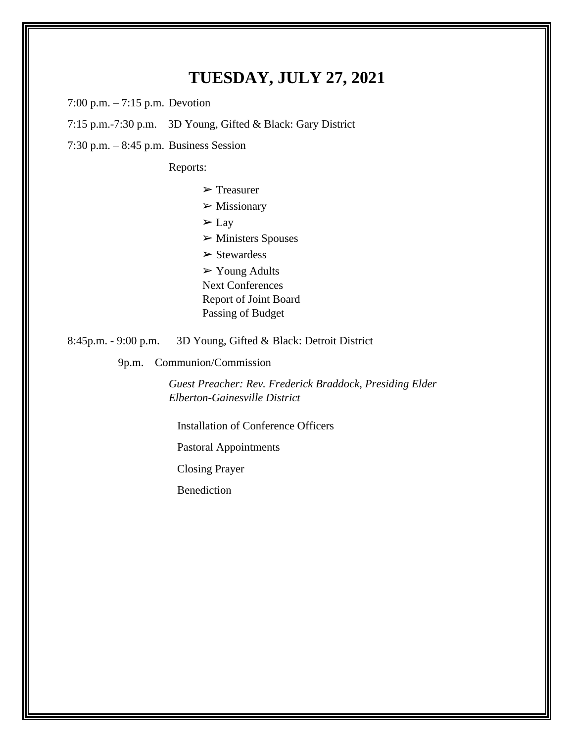# TUESDAY, JULY 27, 2021

7:00 p.m. – 7:15 p.m. Devotion

7:15 p.m.-7:30 p.m. 3D Young, Gifted & Black: Gary District

7:30 p.m. – 8:45 p.m. Business Session

Reports:

- ➢ Treasurer
- ➢ Missionary
- ➢ Lay
- ➢ Ministers Spouses
- ➢ Stewardess
- ➢ Young Adults

Next Conferences

Report of Joint Board

Passing of Budget

8:45p.m. - 9:00 p.m. 3D Young, Gifted & Black: Detroit District

9p.m. Communion/Commission

*Guest Preacher: Rev. Frederick Braddock, Presiding Elder Elberton-Gainesville District*

Installation of Conference Officers

Pastoral Appointments

Closing Prayer

Benediction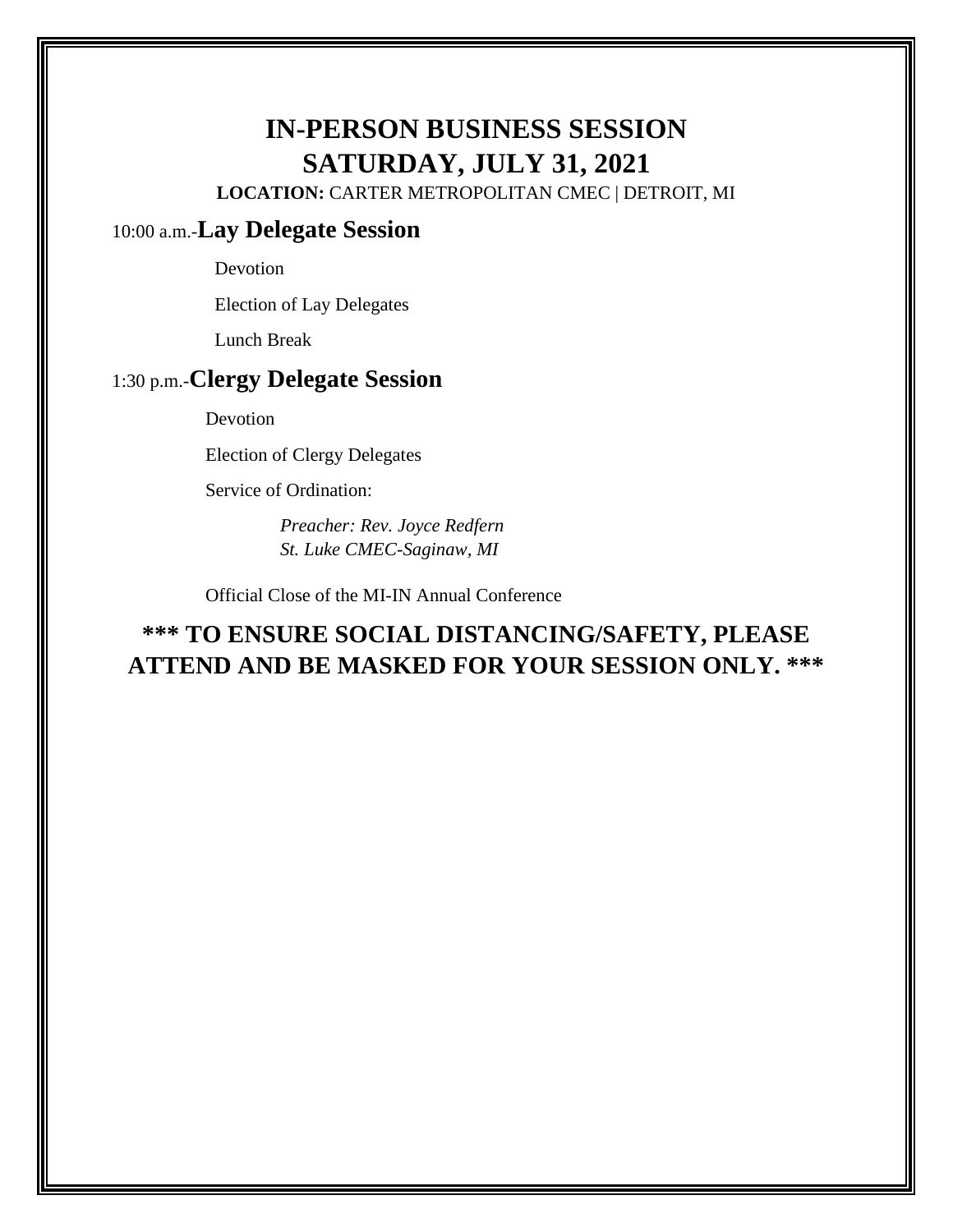# IN-PERSON BUSINESS SESSION
# SATURDAY, JULY 31, 2021

**LOCATION:** CARTER METROPOLITAN CMEC | DETROIT, MI

10:00 a.m.-**Lay Delegate Session**

Devotion

Election of Lay Delegates

Lunch Break

1:30 p.m.-**Clergy Delegate Session**

Devotion

Election of Clergy Delegates

Service of Ordination:

*Preacher: Rev. Joyce Redfern*
*St. Luke CMEC-Saginaw, MI*

Official Close of the MI-IN Annual Conference

**\*\*\* TO ENSURE SOCIAL DISTANCING/SAFETY, PLEASE ATTEND AND BE MASKED FOR YOUR SESSION ONLY. \*\*\***